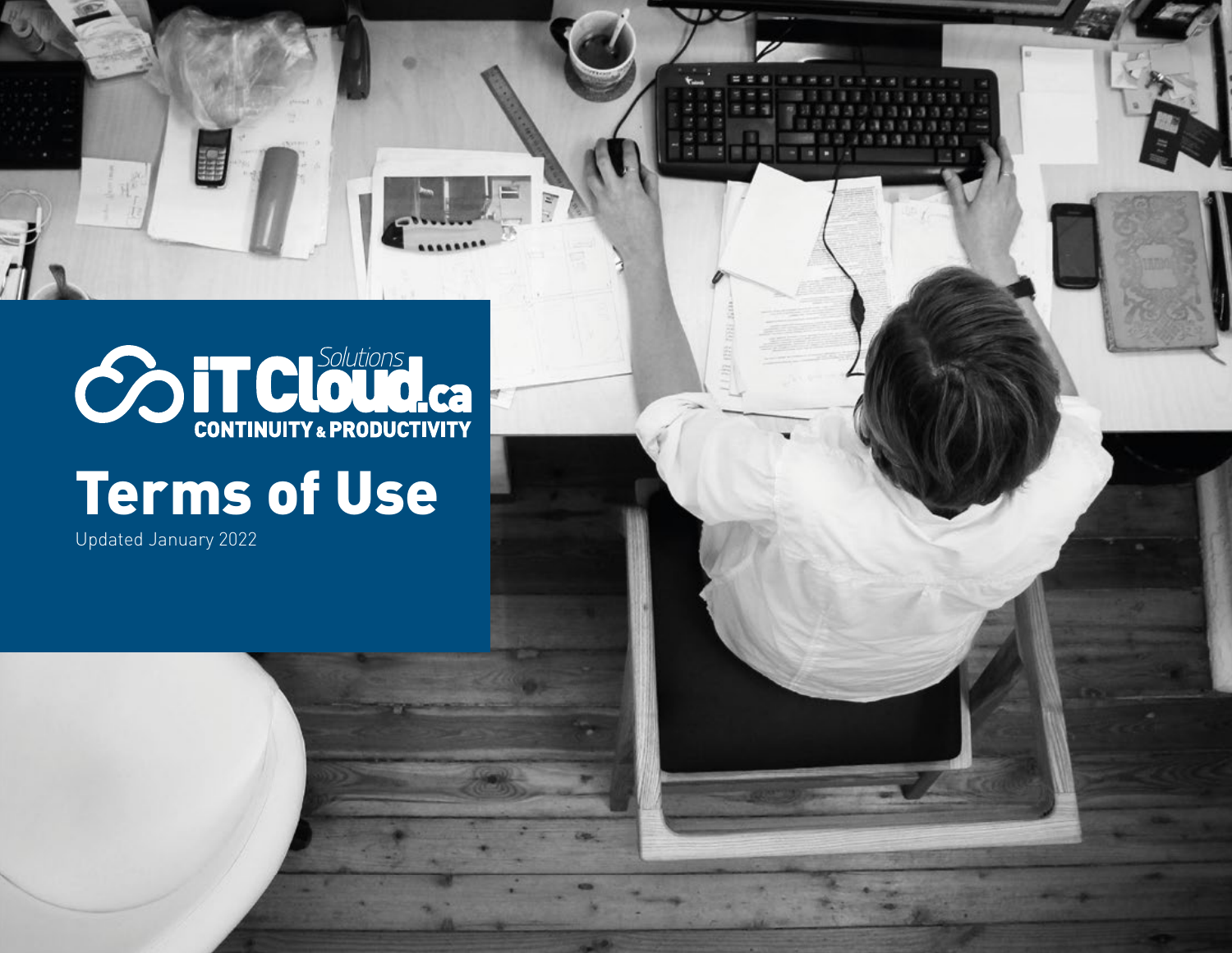iT Cloud.ca Solutions

CONTINUITY & PRODUCTIVITY

# Terms of Use

Updated January 2022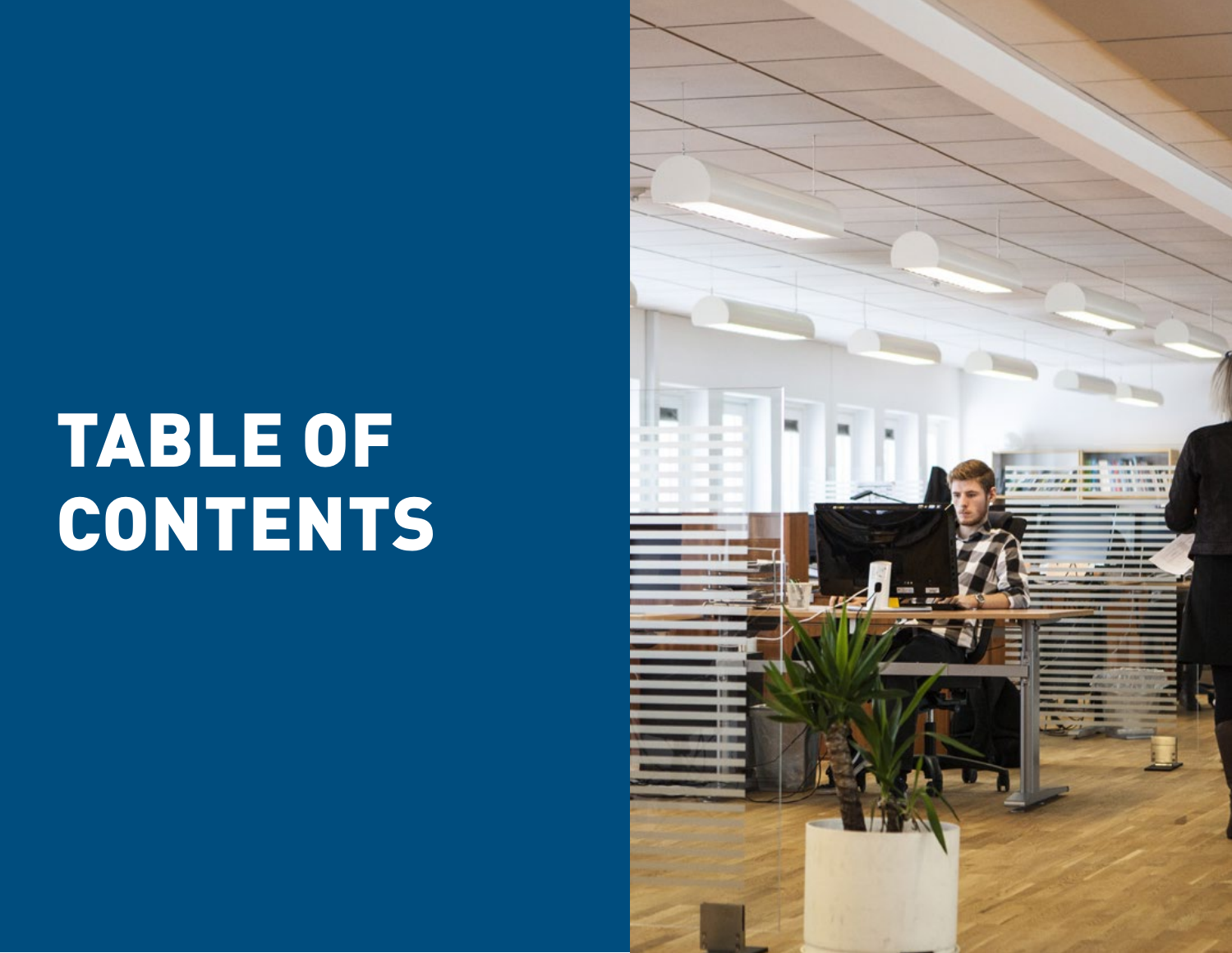# TABLE OF CONTENTS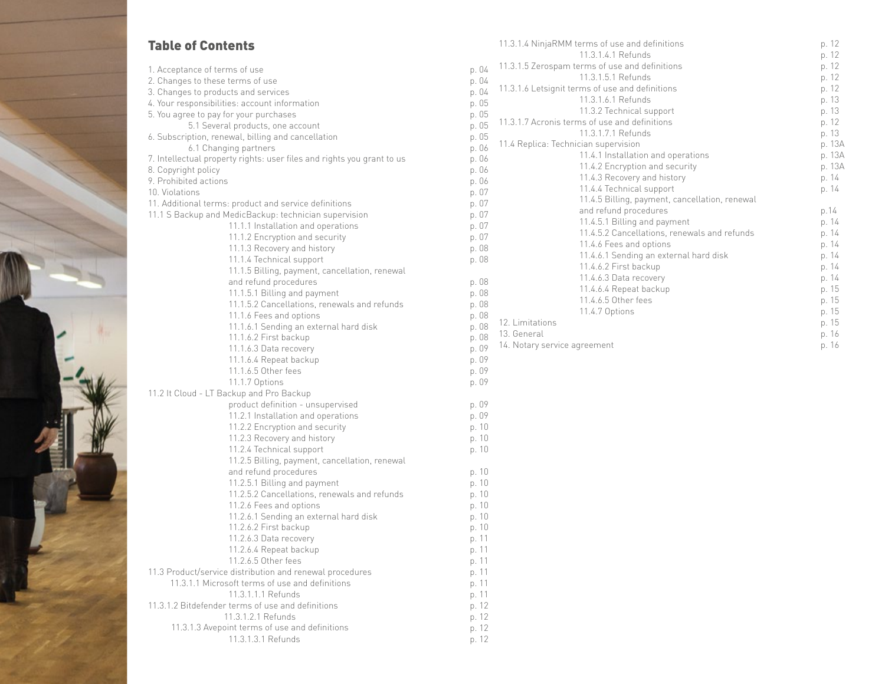## Table of Contents

| Section | Page |
|---|---|
| 1. Acceptance of terms of use | p. 04 |
| 2. Changes to these terms of use | p. 04 |
| 3. Changes to products and services | p. 04 |
| 4. Your responsibilities: account information | p. 05 |
| 5. You agree to pay for your purchases | p. 05 |
| 5.1 Several products, one account | p. 05 |
| 6. Subscription, renewal, billing and cancellation | p. 05 |
| 6.1 Changing partners | p. 06 |
| 7. Intellectual property rights: user files and rights you grant to us | p. 06 |
| 8. Copyright policy | p. 06 |
| 9. Prohibited actions | p. 06 |
| 10. Violations | p. 07 |
| 11. Additional terms: product and service definitions | p. 07 |
| 11.1 S Backup and MedicBackup: technician supervision | p. 07 |
| 11.1.1 Installation and operations | p. 07 |
| 11.1.2 Encryption and security | p. 07 |
| 11.1.3 Recovery and history | p. 08 |
| 11.1.4 Technical support | p. 08 |
| 11.1.5 Billing, payment, cancellation, renewal and refund procedures | p. 08 |
| 11.1.5.1 Billing and payment | p. 08 |
| 11.1.5.2 Cancellations, renewals and refunds | p. 08 |
| 11.1.6 Fees and options | p. 08 |
| 11.1.6.1 Sending an external hard disk | p. 08 |
| 11.1.6.2 First backup | p. 08 |
| 11.1.6.3 Data recovery | p. 09 |
| 11.1.6.4 Repeat backup | p. 09 |
| 11.1.6.5 Other fees | p. 09 |
| 11.1.7 Options | p. 09 |
| 11.2 It Cloud - LT Backup and Pro Backup product definition - unsupervised | p. 09 |
| 11.2.1 Installation and operations | p. 09 |
| 11.2.2 Encryption and security | p. 10 |
| 11.2.3 Recovery and history | p. 10 |
| 11.2.4 Technical support | p. 10 |
| 11.2.5 Billing, payment, cancellation, renewal and refund procedures | p. 10 |
| 11.2.5.1 Billing and payment | p. 10 |
| 11.2.5.2 Cancellations, renewals and refunds | p. 10 |
| 11.2.6 Fees and options | p. 10 |
| 11.2.6.1 Sending an external hard disk | p. 10 |
| 11.2.6.2 First backup | p. 10 |
| 11.2.6.3 Data recovery | p. 11 |
| 11.2.6.4 Repeat backup | p. 11 |
| 11.2.6.5 Other fees | p. 11 |
| 11.3 Product/service distribution and renewal procedures | p. 11 |
| 11.3.1.1 Microsoft terms of use and definitions | p. 11 |
| 11.3.1.1.1 Refunds | p. 11 |
| 11.3.1.2 Bitdefender terms of use and definitions | p. 12 |
| 11.3.1.2.1 Refunds | p. 12 |
| 11.3.1.3 Avepoint terms of use and definitions | p. 12 |
| 11.3.1.3.1 Refunds | p. 12 |
| 11.3.1.4 NinjaRMM terms of use and definitions | p. 12 |
| 11.3.1.4.1 Refunds | p. 12 |
| 11.3.1.5 Zerospam terms of use and definitions | p. 12 |
| 11.3.1.5.1 Refunds | p. 12 |
| 11.3.1.6 Letsignit terms of use and definitions | p. 12 |
| 11.3.1.6.1 Refunds | p. 13 |
| 11.3.2 Technical support | p. 13 |
| 11.3.1.7 Acronis terms of use and definitions | p. 12 |
| 11.3.1.7.1 Refunds | p. 13 |
| 11.4 Replica: Technician supervision | p. 13A |
| 11.4.1 Installation and operations | p. 13A |
| 11.4.2 Encryption and security | p. 13A |
| 11.4.3 Recovery and history | p. 14 |
| 11.4.4 Technical support | p. 14 |
| 11.4.5 Billing, payment, cancellation, renewal and refund procedures | p.14 |
| 11.4.5.1 Billing and payment | p. 14 |
| 11.4.5.2 Cancellations, renewals and refunds | p. 14 |
| 11.4.6 Fees and options | p. 14 |
| 11.4.6.1 Sending an external hard disk | p. 14 |
| 11.4.6.2 First backup | p. 14 |
| 11.4.6.3 Data recovery | p. 14 |
| 11.4.6.4 Repeat backup | p. 15 |
| 11.4.6.5 Other fees | p. 15 |
| 11.4.7 Options | p. 15 |
| 12. Limitations | p. 15 |
| 13. General | p. 16 |
| 14. Notary service agreement | p. 16 |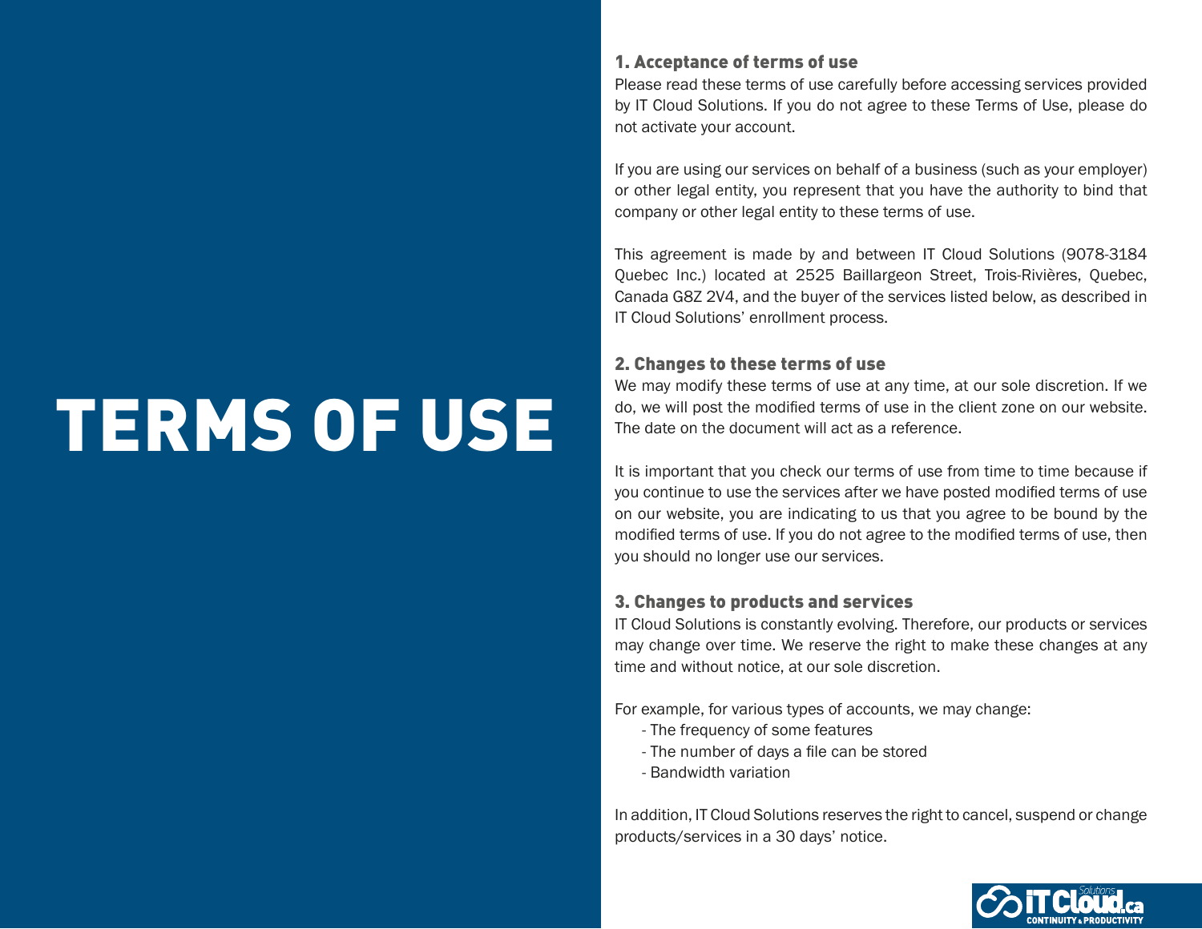# TERMS OF USE

## 1. Acceptance of terms of use

Please read these terms of use carefully before accessing services provided by IT Cloud Solutions. If you do not agree to these Terms of Use, please do not activate your account.

If you are using our services on behalf of a business (such as your employer) or other legal entity, you represent that you have the authority to bind that company or other legal entity to these terms of use.

This agreement is made by and between IT Cloud Solutions (9078-3184 Quebec Inc.) located at 2525 Baillargeon Street, Trois-Rivières, Quebec, Canada G8Z 2V4, and the buyer of the services listed below, as described in IT Cloud Solutions' enrollment process.

## 2. Changes to these terms of use

We may modify these terms of use at any time, at our sole discretion. If we do, we will post the modified terms of use in the client zone on our website. The date on the document will act as a reference.

It is important that you check our terms of use from time to time because if you continue to use the services after we have posted modified terms of use on our website, you are indicating to us that you agree to be bound by the modified terms of use. If you do not agree to the modified terms of use, then you should no longer use our services.

## 3. Changes to products and services

IT Cloud Solutions is constantly evolving. Therefore, our products or services may change over time. We reserve the right to make these changes at any time and without notice, at our sole discretion.

For example, for various types of accounts, we may change:

- The frequency of some features
- The number of days a file can be stored
- Bandwidth variation

In addition, IT Cloud Solutions reserves the right to cancel, suspend or change products/services in a 30 days' notice.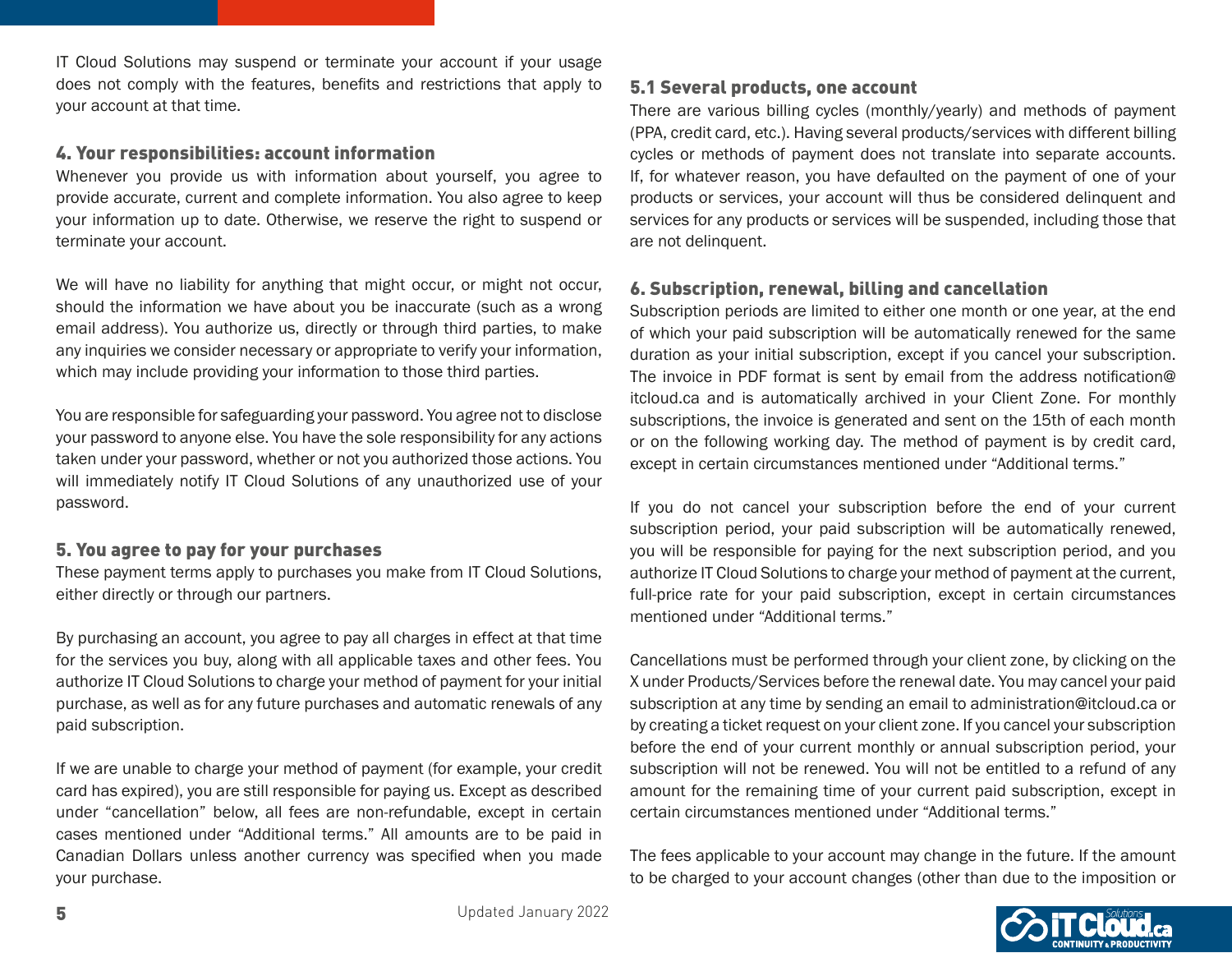IT Cloud Solutions may suspend or terminate your account if your usage does not comply with the features, benefits and restrictions that apply to your account at that time.

## 4. Your responsibilities: account information

Whenever you provide us with information about yourself, you agree to provide accurate, current and complete information. You also agree to keep your information up to date. Otherwise, we reserve the right to suspend or terminate your account.

We will have no liability for anything that might occur, or might not occur, should the information we have about you be inaccurate (such as a wrong email address). You authorize us, directly or through third parties, to make any inquiries we consider necessary or appropriate to verify your information, which may include providing your information to those third parties.

You are responsible for safeguarding your password. You agree not to disclose your password to anyone else. You have the sole responsibility for any actions taken under your password, whether or not you authorized those actions. You will immediately notify IT Cloud Solutions of any unauthorized use of your password.

## 5. You agree to pay for your purchases

These payment terms apply to purchases you make from IT Cloud Solutions, either directly or through our partners.

By purchasing an account, you agree to pay all charges in effect at that time for the services you buy, along with all applicable taxes and other fees. You authorize IT Cloud Solutions to charge your method of payment for your initial purchase, as well as for any future purchases and automatic renewals of any paid subscription.

If we are unable to charge your method of payment (for example, your credit card has expired), you are still responsible for paying us. Except as described under "cancellation" below, all fees are non-refundable, except in certain cases mentioned under "Additional terms." All amounts are to be paid in Canadian Dollars unless another currency was specified when you made your purchase.

### 5.1 Several products, one account

There are various billing cycles (monthly/yearly) and methods of payment (PPA, credit card, etc.). Having several products/services with different billing cycles or methods of payment does not translate into separate accounts. If, for whatever reason, you have defaulted on the payment of one of your products or services, your account will thus be considered delinquent and services for any products or services will be suspended, including those that are not delinquent.

## 6. Subscription, renewal, billing and cancellation

Subscription periods are limited to either one month or one year, at the end of which your paid subscription will be automatically renewed for the same duration as your initial subscription, except if you cancel your subscription. The invoice in PDF format is sent by email from the address notification@itcloud.ca and is automatically archived in your Client Zone. For monthly subscriptions, the invoice is generated and sent on the 15th of each month or on the following working day. The method of payment is by credit card, except in certain circumstances mentioned under "Additional terms."

If you do not cancel your subscription before the end of your current subscription period, your paid subscription will be automatically renewed, you will be responsible for paying for the next subscription period, and you authorize IT Cloud Solutions to charge your method of payment at the current, full-price rate for your paid subscription, except in certain circumstances mentioned under "Additional terms."

Cancellations must be performed through your client zone, by clicking on the X under Products/Services before the renewal date. You may cancel your paid subscription at any time by sending an email to administration@itcloud.ca or by creating a ticket request on your client zone. If you cancel your subscription before the end of your current monthly or annual subscription period, your subscription will not be renewed. You will not be entitled to a refund of any amount for the remaining time of your current paid subscription, except in certain circumstances mentioned under "Additional terms."

The fees applicable to your account may change in the future. If the amount to be charged to your account changes (other than due to the imposition or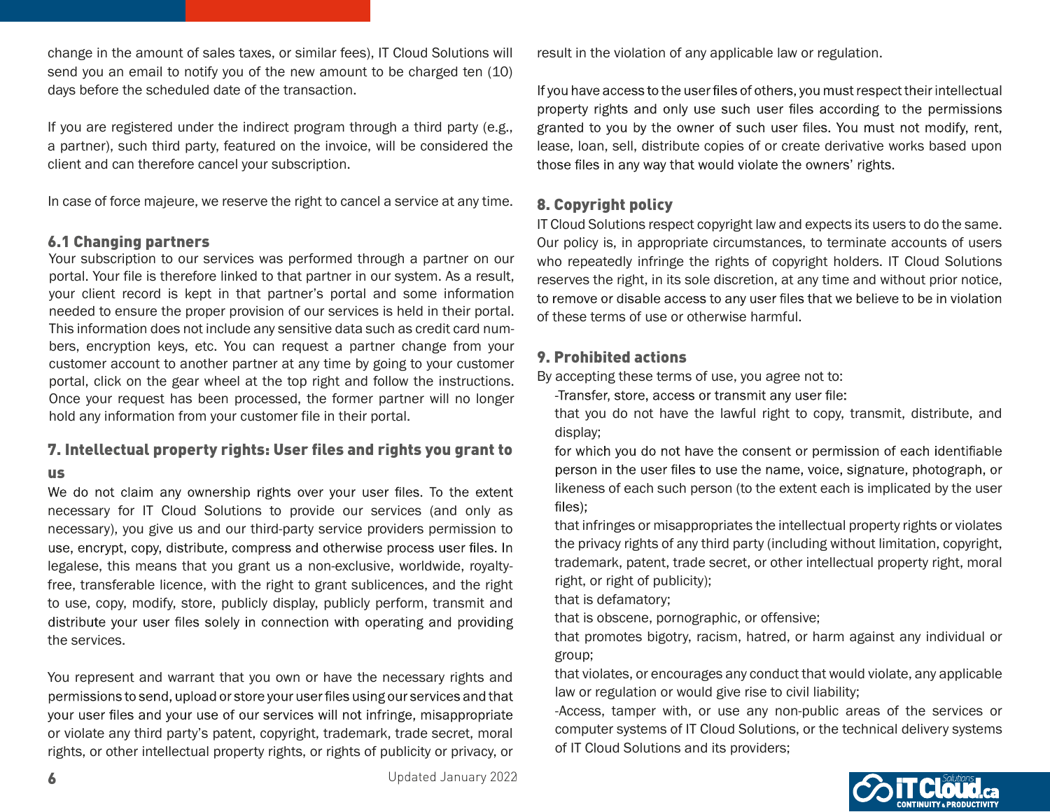change in the amount of sales taxes, or similar fees), IT Cloud Solutions will send you an email to notify you of the new amount to be charged ten (10) days before the scheduled date of the transaction.

If you are registered under the indirect program through a third party (e.g., a partner), such third party, featured on the invoice, will be considered the client and can therefore cancel your subscription.

In case of force majeure, we reserve the right to cancel a service at any time.

### 6.1 Changing partners

Your subscription to our services was performed through a partner on our portal. Your file is therefore linked to that partner in our system. As a result, your client record is kept in that partner's portal and some information needed to ensure the proper provision of our services is held in their portal. This information does not include any sensitive data such as credit card numbers, encryption keys, etc. You can request a partner change from your customer account to another partner at any time by going to your customer portal, click on the gear wheel at the top right and follow the instructions. Once your request has been processed, the former partner will no longer hold any information from your customer file in their portal.

## 7. Intellectual property rights: User files and rights you grant to us

We do not claim any ownership rights over your user files. To the extent necessary for IT Cloud Solutions to provide our services (and only as necessary), you give us and our third-party service providers permission to use, encrypt, copy, distribute, compress and otherwise process user files. In legalese, this means that you grant us a non-exclusive, worldwide, royalty-free, transferable licence, with the right to grant sublicences, and the right to use, copy, modify, store, publicly display, publicly perform, transmit and distribute your user files solely in connection with operating and providing the services.

You represent and warrant that you own or have the necessary rights and permissions to send, upload or store your user files using our services and that your user files and your use of our services will not infringe, misappropriate or violate any third party's patent, copyright, trademark, trade secret, moral rights, or other intellectual property rights, or rights of publicity or privacy, or result in the violation of any applicable law or regulation.

If you have access to the user files of others, you must respect their intellectual property rights and only use such user files according to the permissions granted to you by the owner of such user files. You must not modify, rent, lease, loan, sell, distribute copies of or create derivative works based upon those files in any way that would violate the owners' rights.

## 8. Copyright policy

IT Cloud Solutions respect copyright law and expects its users to do the same. Our policy is, in appropriate circumstances, to terminate accounts of users who repeatedly infringe the rights of copyright holders. IT Cloud Solutions reserves the right, in its sole discretion, at any time and without prior notice, to remove or disable access to any user files that we believe to be in violation of these terms of use or otherwise harmful.

## 9. Prohibited actions

By accepting these terms of use, you agree not to:

-Transfer, store, access or transmit any user file:

that you do not have the lawful right to copy, transmit, distribute, and display;

for which you do not have the consent or permission of each identifiable person in the user files to use the name, voice, signature, photograph, or likeness of each such person (to the extent each is implicated by the user files);

that infringes or misappropriates the intellectual property rights or violates the privacy rights of any third party (including without limitation, copyright, trademark, patent, trade secret, or other intellectual property right, moral right, or right of publicity);

that is defamatory;

that is obscene, pornographic, or offensive;

that promotes bigotry, racism, hatred, or harm against any individual or group;

that violates, or encourages any conduct that would violate, any applicable law or regulation or would give rise to civil liability;

-Access, tamper with, or use any non-public areas of the services or computer systems of IT Cloud Solutions, or the technical delivery systems of IT Cloud Solutions and its providers;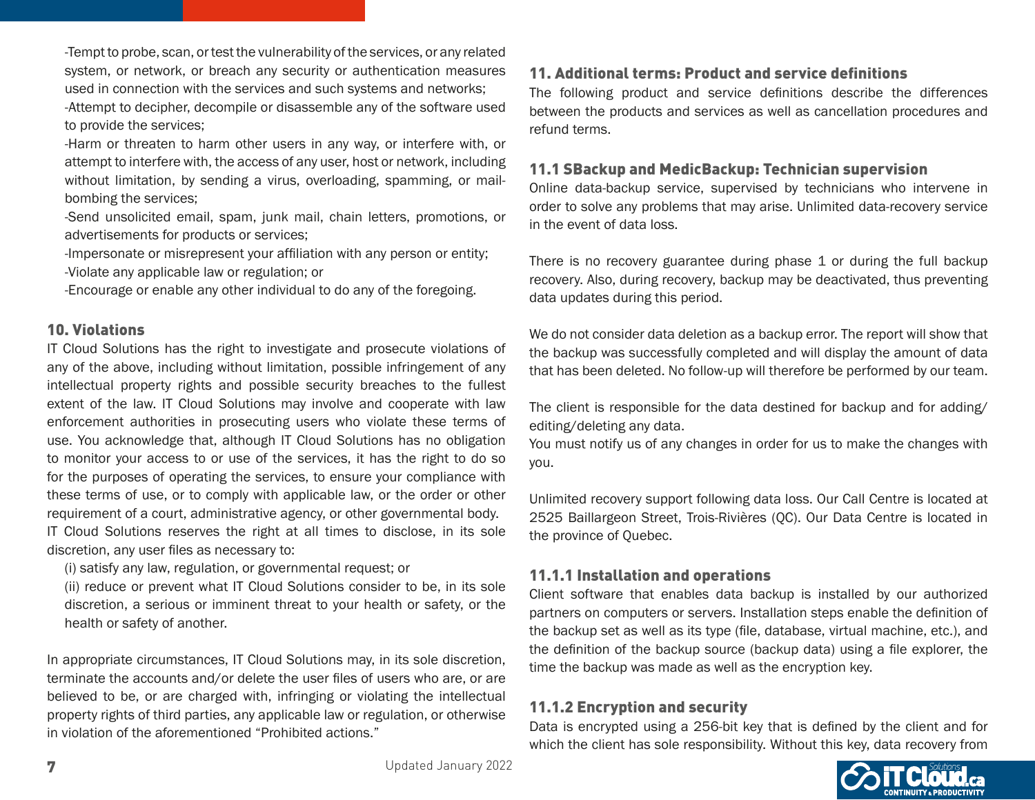-Tempt to probe, scan, or test the vulnerability of the services, or any related system, or network, or breach any security or authentication measures used in connection with the services and such systems and networks;

-Attempt to decipher, decompile or disassemble any of the software used to provide the services;

-Harm or threaten to harm other users in any way, or interfere with, or attempt to interfere with, the access of any user, host or network, including without limitation, by sending a virus, overloading, spamming, or mail-bombing the services;

-Send unsolicited email, spam, junk mail, chain letters, promotions, or advertisements for products or services;

-Impersonate or misrepresent your affiliation with any person or entity;

-Violate any applicable law or regulation; or

-Encourage or enable any other individual to do any of the foregoing.

## 10. Violations

IT Cloud Solutions has the right to investigate and prosecute violations of any of the above, including without limitation, possible infringement of any intellectual property rights and possible security breaches to the fullest extent of the law. IT Cloud Solutions may involve and cooperate with law enforcement authorities in prosecuting users who violate these terms of use. You acknowledge that, although IT Cloud Solutions has no obligation to monitor your access to or use of the services, it has the right to do so for the purposes of operating the services, to ensure your compliance with these terms of use, or to comply with applicable law, or the order or other requirement of a court, administrative agency, or other governmental body.

IT Cloud Solutions reserves the right at all times to disclose, in its sole discretion, any user files as necessary to:

(i) satisfy any law, regulation, or governmental request; or

(ii) reduce or prevent what IT Cloud Solutions consider to be, in its sole discretion, a serious or imminent threat to your health or safety, or the health or safety of another.

In appropriate circumstances, IT Cloud Solutions may, in its sole discretion, terminate the accounts and/or delete the user files of users who are, or are believed to be, or are charged with, infringing or violating the intellectual property rights of third parties, any applicable law or regulation, or otherwise in violation of the aforementioned “Prohibited actions.”

## 11. Additional terms: Product and service definitions

The following product and service definitions describe the differences between the products and services as well as cancellation procedures and refund terms.

### 11.1 SBackup and MedicBackup: Technician supervision

Online data-backup service, supervised by technicians who intervene in order to solve any problems that may arise. Unlimited data-recovery service in the event of data loss.

There is no recovery guarantee during phase 1 or during the full backup recovery. Also, during recovery, backup may be deactivated, thus preventing data updates during this period.

We do not consider data deletion as a backup error. The report will show that the backup was successfully completed and will display the amount of data that has been deleted. No follow-up will therefore be performed by our team.

The client is responsible for the data destined for backup and for adding/editing/deleting any data.

You must notify us of any changes in order for us to make the changes with you.

Unlimited recovery support following data loss. Our Call Centre is located at 2525 Baillargeon Street, Trois-Rivières (QC). Our Data Centre is located in the province of Quebec.

#### 11.1.1 Installation and operations

Client software that enables data backup is installed by our authorized partners on computers or servers. Installation steps enable the definition of the backup set as well as its type (file, database, virtual machine, etc.), and the definition of the backup source (backup data) using a file explorer, the time the backup was made as well as the encryption key.

#### 11.1.2 Encryption and security

Data is encrypted using a 256-bit key that is defined by the client and for which the client has sole responsibility. Without this key, data recovery from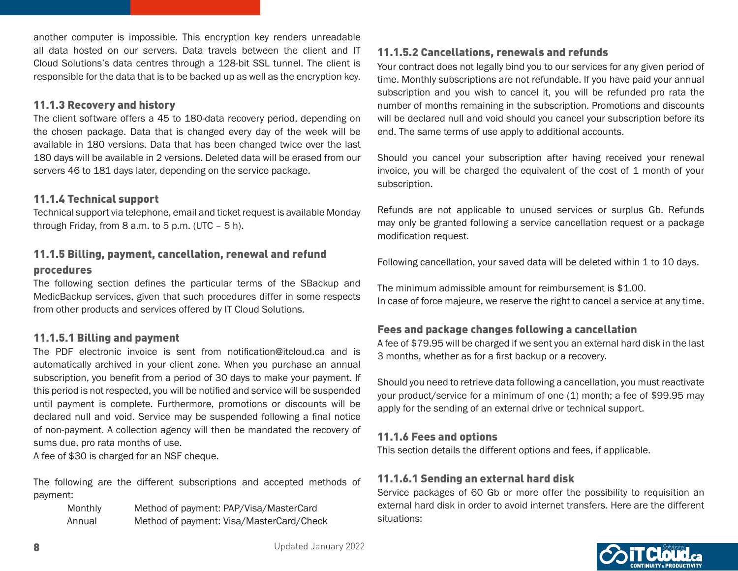another computer is impossible. This encryption key renders unreadable all data hosted on our servers. Data travels between the client and IT Cloud Solutions's data centres through a 128-bit SSL tunnel. The client is responsible for the data that is to be backed up as well as the encryption key.

### 11.1.3 Recovery and history

The client software offers a 45 to 180-data recovery period, depending on the chosen package. Data that is changed every day of the week will be available in 180 versions. Data that has been changed twice over the last 180 days will be available in 2 versions. Deleted data will be erased from our servers 46 to 181 days later, depending on the service package.

### 11.1.4 Technical support

Technical support via telephone, email and ticket request is available Monday through Friday, from 8 a.m. to 5 p.m. (UTC – 5 h).

### 11.1.5 Billing, payment, cancellation, renewal and refund procedures

The following section defines the particular terms of the SBackup and MedicBackup services, given that such procedures differ in some respects from other products and services offered by IT Cloud Solutions.

### 11.1.5.1 Billing and payment

The PDF electronic invoice is sent from notification@itcloud.ca and is automatically archived in your client zone. When you purchase an annual subscription, you benefit from a period of 30 days to make your payment. If this period is not respected, you will be notified and service will be suspended until payment is complete. Furthermore, promotions or discounts will be declared null and void. Service may be suspended following a final notice of non-payment. A collection agency will then be mandated the recovery of sums due, pro rata months of use.
A fee of $30 is charged for an NSF cheque.

The following are the different subscriptions and accepted methods of payment:

| | |
|---|---|
| Monthly | Method of payment: PAP/Visa/MasterCard |
| Annual | Method of payment: Visa/MasterCard/Check |

### 11.1.5.2 Cancellations, renewals and refunds

Your contract does not legally bind you to our services for any given period of time. Monthly subscriptions are not refundable. If you have paid your annual subscription and you wish to cancel it, you will be refunded pro rata the number of months remaining in the subscription. Promotions and discounts will be declared null and void should you cancel your subscription before its end. The same terms of use apply to additional accounts.

Should you cancel your subscription after having received your renewal invoice, you will be charged the equivalent of the cost of 1 month of your subscription.

Refunds are not applicable to unused services or surplus Gb. Refunds may only be granted following a service cancellation request or a package modification request.

Following cancellation, your saved data will be deleted within 1 to 10 days.

The minimum admissible amount for reimbursement is $1.00.
In case of force majeure, we reserve the right to cancel a service at any time.

### Fees and package changes following a cancellation

A fee of $79.95 will be charged if we sent you an external hard disk in the last 3 months, whether as for a first backup or a recovery.

Should you need to retrieve data following a cancellation, you must reactivate your product/service for a minimum of one (1) month; a fee of $99.95 may apply for the sending of an external drive or technical support.

### 11.1.6 Fees and options

This section details the different options and fees, if applicable.

### 11.1.6.1 Sending an external hard disk

Service packages of 60 Gb or more offer the possibility to requisition an external hard disk in order to avoid internet transfers. Here are the different situations: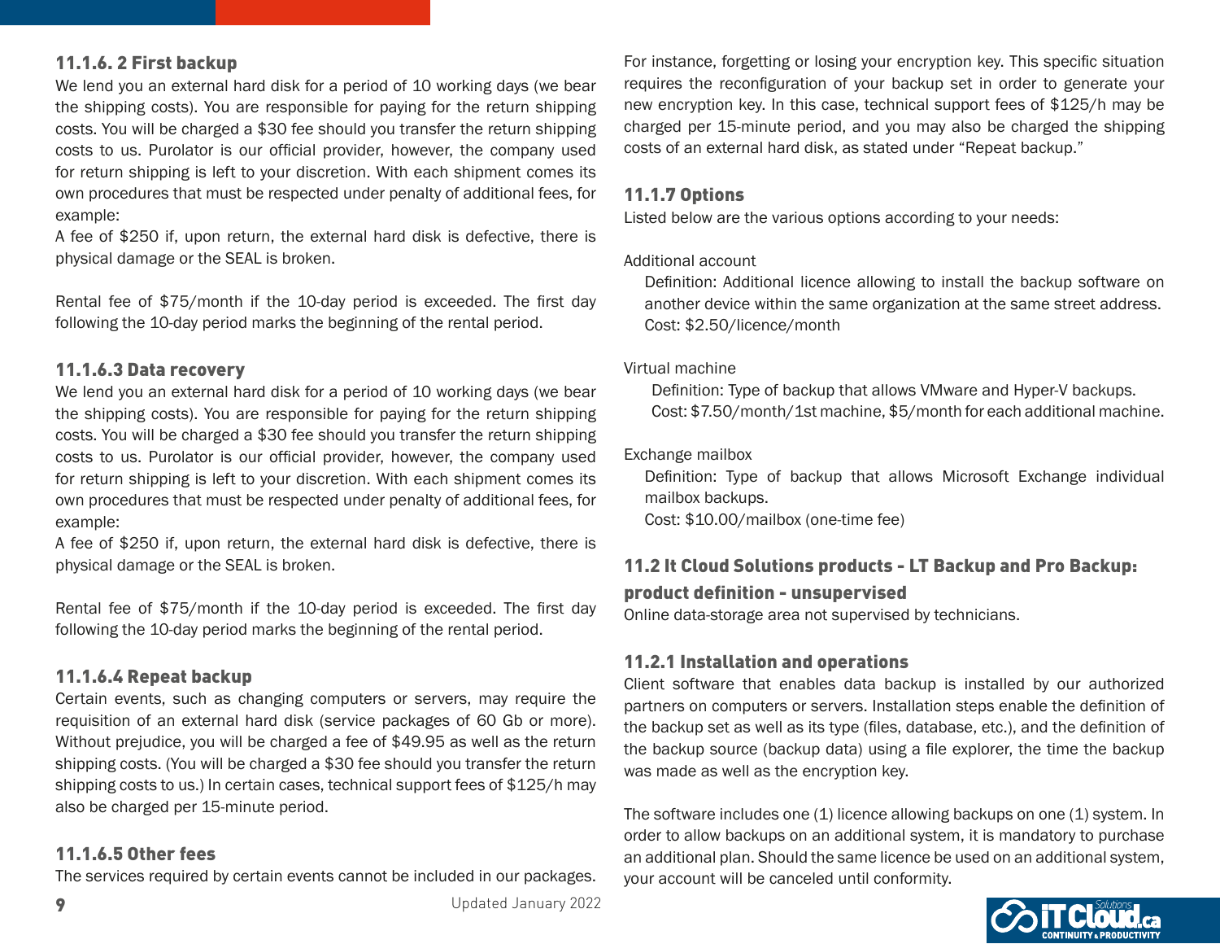### 11.1.6. 2 First backup

We lend you an external hard disk for a period of 10 working days (we bear the shipping costs). You are responsible for paying for the return shipping costs. You will be charged a $30 fee should you transfer the return shipping costs to us. Purolator is our official provider, however, the company used for return shipping is left to your discretion. With each shipment comes its own procedures that must be respected under penalty of additional fees, for example:

A fee of $250 if, upon return, the external hard disk is defective, there is physical damage or the SEAL is broken.

Rental fee of $75/month if the 10-day period is exceeded. The first day following the 10-day period marks the beginning of the rental period.

### 11.1.6.3 Data recovery

We lend you an external hard disk for a period of 10 working days (we bear the shipping costs). You are responsible for paying for the return shipping costs. You will be charged a $30 fee should you transfer the return shipping costs to us. Purolator is our official provider, however, the company used for return shipping is left to your discretion. With each shipment comes its own procedures that must be respected under penalty of additional fees, for example:

A fee of $250 if, upon return, the external hard disk is defective, there is physical damage or the SEAL is broken.

Rental fee of $75/month if the 10-day period is exceeded. The first day following the 10-day period marks the beginning of the rental period.

### 11.1.6.4 Repeat backup

Certain events, such as changing computers or servers, may require the requisition of an external hard disk (service packages of 60 Gb or more). Without prejudice, you will be charged a fee of $49.95 as well as the return shipping costs. (You will be charged a $30 fee should you transfer the return shipping costs to us.) In certain cases, technical support fees of $125/h may also be charged per 15-minute period.

### 11.1.6.5 Other fees

The services required by certain events cannot be included in our packages. For instance, forgetting or losing your encryption key. This specific situation requires the reconfiguration of your backup set in order to generate your new encryption key. In this case, technical support fees of $125/h may be charged per 15-minute period, and you may also be charged the shipping costs of an external hard disk, as stated under "Repeat backup."

### 11.1.7 Options

Listed below are the various options according to your needs:

Additional account

Definition: Additional licence allowing to install the backup software on another device within the same organization at the same street address.
Cost: $2.50/licence/month

Virtual machine

Definition: Type of backup that allows VMware and Hyper-V backups.
Cost: $7.50/month/1st machine, $5/month for each additional machine.

Exchange mailbox

Definition: Type of backup that allows Microsoft Exchange individual mailbox backups.
Cost: $10.00/mailbox (one-time fee)

## 11.2 It Cloud Solutions products - LT Backup and Pro Backup: product definition - unsupervised

Online data-storage area not supervised by technicians.

### 11.2.1 Installation and operations

Client software that enables data backup is installed by our authorized partners on computers or servers. Installation steps enable the definition of the backup set as well as its type (files, database, etc.), and the definition of the backup source (backup data) using a file explorer, the time the backup was made as well as the encryption key.

The software includes one (1) licence allowing backups on one (1) system. In order to allow backups on an additional system, it is mandatory to purchase an additional plan. Should the same licence be used on an additional system, your account will be canceled until conformity.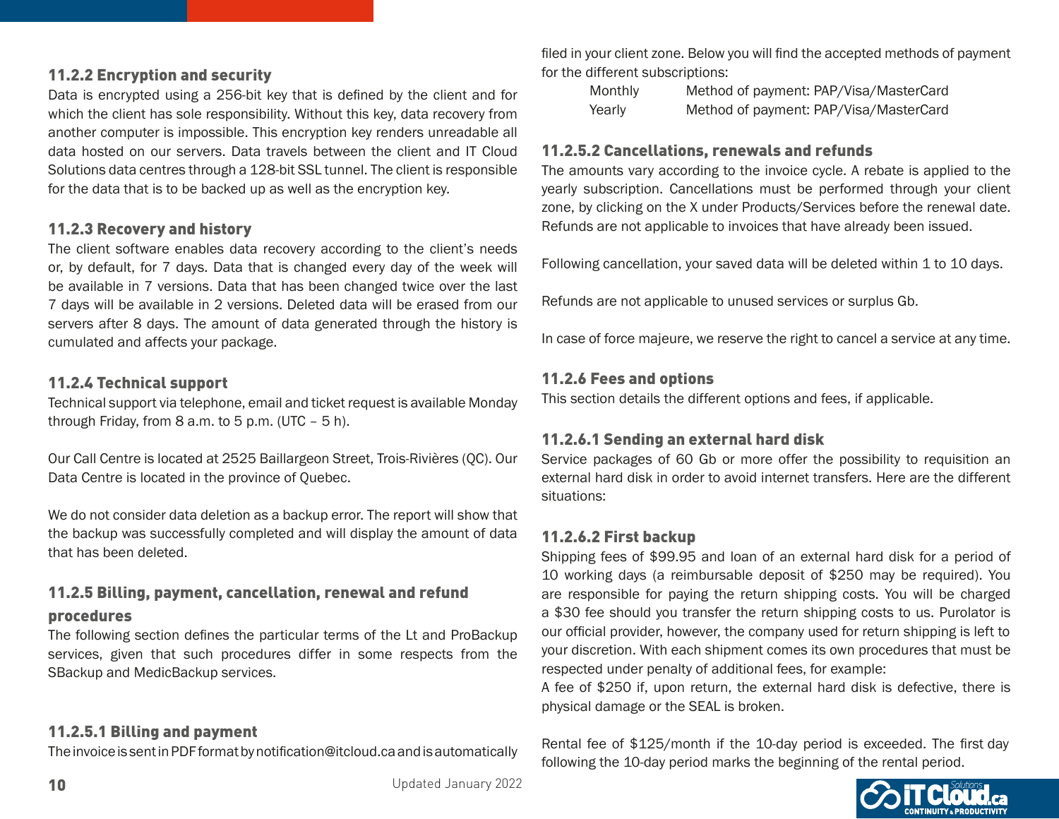### 11.2.2 Encryption and security

Data is encrypted using a 256-bit key that is defined by the client and for which the client has sole responsibility. Without this key, data recovery from another computer is impossible. This encryption key renders unreadable all data hosted on our servers. Data travels between the client and IT Cloud Solutions data centres through a 128-bit SSL tunnel. The client is responsible for the data that is to be backed up as well as the encryption key.

### 11.2.3 Recovery and history

The client software enables data recovery according to the client's needs or, by default, for 7 days. Data that is changed every day of the week will be available in 7 versions. Data that has been changed twice over the last 7 days will be available in 2 versions. Deleted data will be erased from our servers after 8 days. The amount of data generated through the history is cumulated and affects your package.

### 11.2.4 Technical support

Technical support via telephone, email and ticket request is available Monday through Friday, from 8 a.m. to 5 p.m. (UTC – 5 h).

Our Call Centre is located at 2525 Baillargeon Street, Trois-Rivières (QC). Our Data Centre is located in the province of Quebec.

We do not consider data deletion as a backup error. The report will show that the backup was successfully completed and will display the amount of data that has been deleted.

### 11.2.5 Billing, payment, cancellation, renewal and refund procedures

The following section defines the particular terms of the Lt and ProBackup services, given that such procedures differ in some respects from the SBackup and MedicBackup services.

#### 11.2.5.1 Billing and payment

The invoice is sent in PDF format by notification@itcloud.ca and is automatically filed in your client zone. Below you will find the accepted methods of payment for the different subscriptions:

| | |
|---|---|
| Monthly | Method of payment: PAP/Visa/MasterCard |
| Yearly | Method of payment: PAP/Visa/MasterCard |

#### 11.2.5.2 Cancellations, renewals and refunds

The amounts vary according to the invoice cycle. A rebate is applied to the yearly subscription. Cancellations must be performed through your client zone, by clicking on the X under Products/Services before the renewal date. Refunds are not applicable to invoices that have already been issued.

Following cancellation, your saved data will be deleted within 1 to 10 days.

Refunds are not applicable to unused services or surplus Gb.

In case of force majeure, we reserve the right to cancel a service at any time.

### 11.2.6 Fees and options

This section details the different options and fees, if applicable.

#### 11.2.6.1 Sending an external hard disk

Service packages of 60 Gb or more offer the possibility to requisition an external hard disk in order to avoid internet transfers. Here are the different situations:

#### 11.2.6.2 First backup

Shipping fees of $99.95 and loan of an external hard disk for a period of 10 working days (a reimbursable deposit of $250 may be required). You are responsible for paying the return shipping costs. You will be charged a $30 fee should you transfer the return shipping costs to us. Purolator is our official provider, however, the company used for return shipping is left to your discretion. With each shipment comes its own procedures that must be respected under penalty of additional fees, for example:

A fee of $250 if, upon return, the external hard disk is defective, there is physical damage or the SEAL is broken.

Rental fee of $125/month if the 10-day period is exceeded. The first day following the 10-day period marks the beginning of the rental period.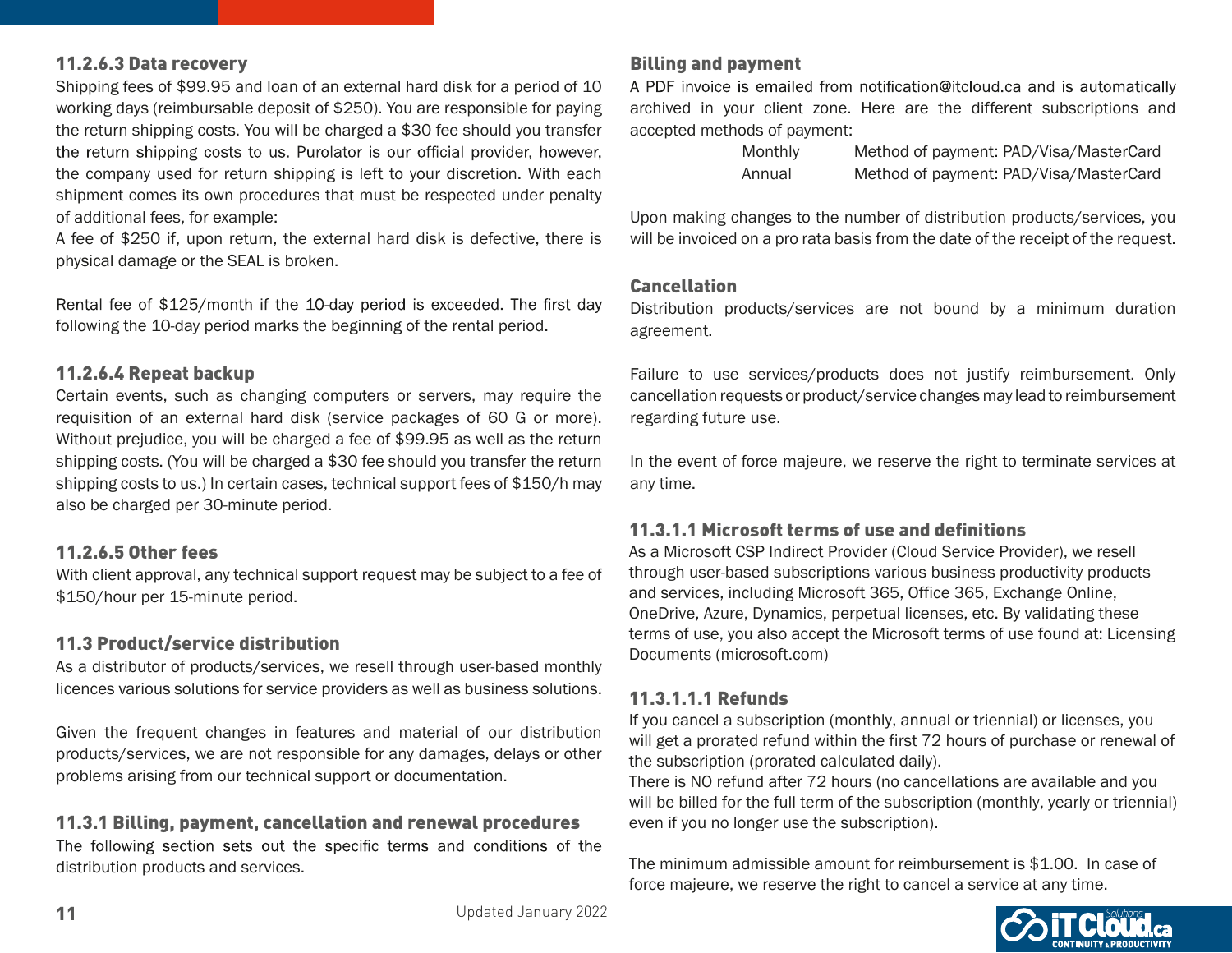### 11.2.6.3 Data recovery

Shipping fees of $99.95 and loan of an external hard disk for a period of 10 working days (reimbursable deposit of $250). You are responsible for paying the return shipping costs. You will be charged a $30 fee should you transfer the return shipping costs to us. Purolator is our official provider, however, the company used for return shipping is left to your discretion. With each shipment comes its own procedures that must be respected under penalty of additional fees, for example:

A fee of $250 if, upon return, the external hard disk is defective, there is physical damage or the SEAL is broken.

Rental fee of $125/month if the 10-day period is exceeded. The first day following the 10-day period marks the beginning of the rental period.

### 11.2.6.4 Repeat backup

Certain events, such as changing computers or servers, may require the requisition of an external hard disk (service packages of 60 G or more). Without prejudice, you will be charged a fee of $99.95 as well as the return shipping costs. (You will be charged a $30 fee should you transfer the return shipping costs to us.) In certain cases, technical support fees of $150/h may also be charged per 30-minute period.

### 11.2.6.5 Other fees

With client approval, any technical support request may be subject to a fee of $150/hour per 15-minute period.

## 11.3 Product/service distribution

As a distributor of products/services, we resell through user-based monthly licences various solutions for service providers as well as business solutions.

Given the frequent changes in features and material of our distribution products/services, we are not responsible for any damages, delays or other problems arising from our technical support or documentation.

### 11.3.1 Billing, payment, cancellation and renewal procedures

The following section sets out the specific terms and conditions of the distribution products and services.

#### Billing and payment

A PDF invoice is emailed from notification@itcloud.ca and is automatically archived in your client zone. Here are the different subscriptions and accepted methods of payment:

| | |
|---|---|
| Monthly | Method of payment: PAD/Visa/MasterCard |
| Annual | Method of payment: PAD/Visa/MasterCard |

Upon making changes to the number of distribution products/services, you will be invoiced on a pro rata basis from the date of the receipt of the request.

#### Cancellation

Distribution products/services are not bound by a minimum duration agreement.

Failure to use services/products does not justify reimbursement. Only cancellation requests or product/service changes may lead to reimbursement regarding future use.

In the event of force majeure, we reserve the right to terminate services at any time.

#### 11.3.1.1 Microsoft terms of use and definitions

As a Microsoft CSP Indirect Provider (Cloud Service Provider), we resell through user-based subscriptions various business productivity products and services, including Microsoft 365, Office 365, Exchange Online, OneDrive, Azure, Dynamics, perpetual licenses, etc. By validating these terms of use, you also accept the Microsoft terms of use found at: Licensing Documents (microsoft.com)

##### 11.3.1.1.1 Refunds

If you cancel a subscription (monthly, annual or triennial) or licenses, you will get a prorated refund within the first 72 hours of purchase or renewal of the subscription (prorated calculated daily).

There is NO refund after 72 hours (no cancellations are available and you will be billed for the full term of the subscription (monthly, yearly or triennial) even if you no longer use the subscription).

The minimum admissible amount for reimbursement is $1.00. In case of force majeure, we reserve the right to cancel a service at any time.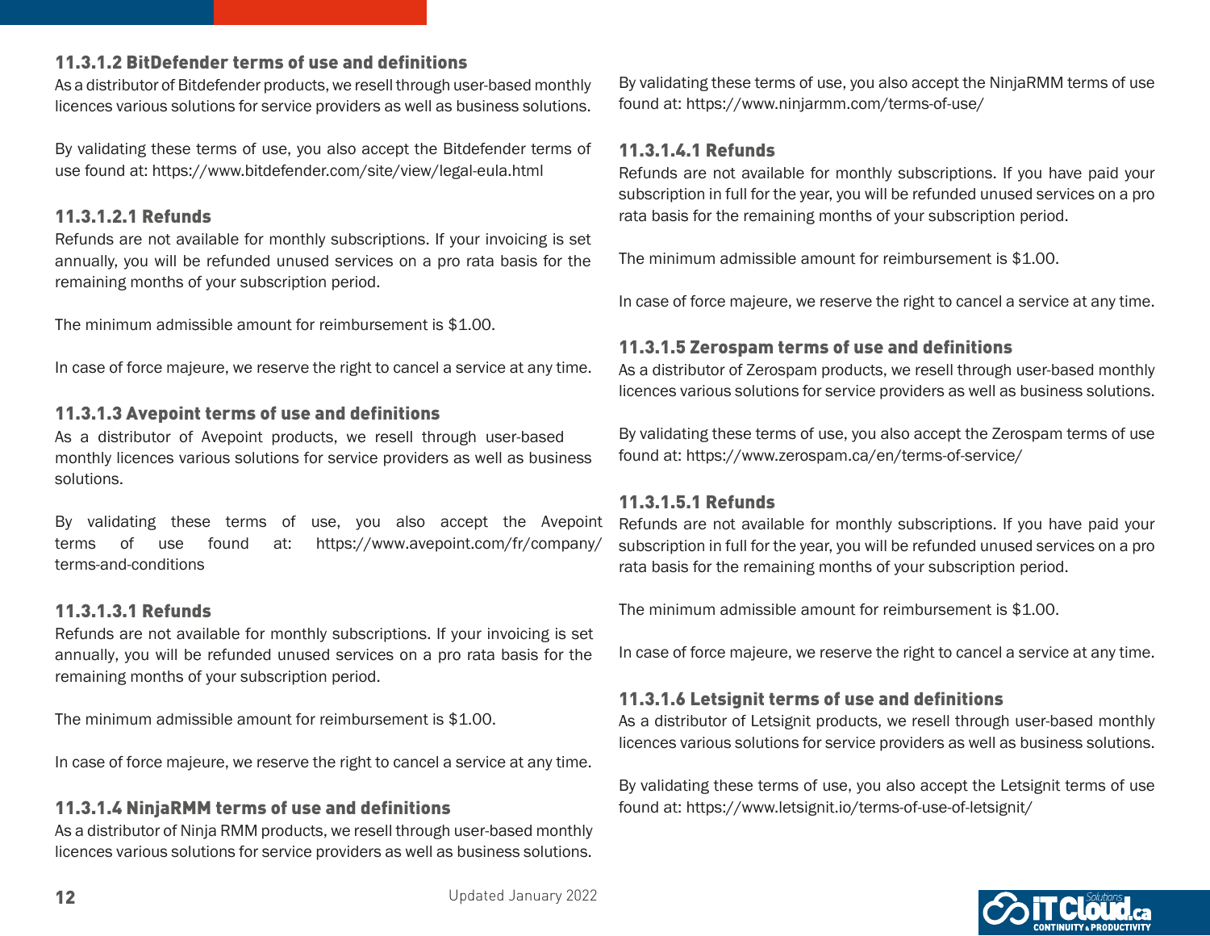#### 11.3.1.2 BitDefender terms of use and definitions

As a distributor of Bitdefender products, we resell through user-based monthly licences various solutions for service providers as well as business solutions.

By validating these terms of use, you also accept the Bitdefender terms of use found at: https://www.bitdefender.com/site/view/legal-eula.html

##### 11.3.1.2.1 Refunds

Refunds are not available for monthly subscriptions. If your invoicing is set annually, you will be refunded unused services on a pro rata basis for the remaining months of your subscription period.

The minimum admissible amount for reimbursement is $1.00.

In case of force majeure, we reserve the right to cancel a service at any time.

#### 11.3.1.3 Avepoint terms of use and definitions

As a distributor of Avepoint products, we resell through user-based monthly licences various solutions for service providers as well as business solutions.

By validating these terms of use, you also accept the Avepoint terms of use found at: https://www.avepoint.com/fr/company/terms-and-conditions

##### 11.3.1.3.1 Refunds

Refunds are not available for monthly subscriptions. If your invoicing is set annually, you will be refunded unused services on a pro rata basis for the remaining months of your subscription period.

The minimum admissible amount for reimbursement is $1.00.

In case of force majeure, we reserve the right to cancel a service at any time.

#### 11.3.1.4 NinjaRMM terms of use and definitions

As a distributor of Ninja RMM products, we resell through user-based monthly licences various solutions for service providers as well as business solutions.

By validating these terms of use, you also accept the NinjaRMM terms of use found at: https://www.ninjarmm.com/terms-of-use/

##### 11.3.1.4.1 Refunds

Refunds are not available for monthly subscriptions. If you have paid your subscription in full for the year, you will be refunded unused services on a pro rata basis for the remaining months of your subscription period.

The minimum admissible amount for reimbursement is $1.00.

In case of force majeure, we reserve the right to cancel a service at any time.

#### 11.3.1.5 Zerospam terms of use and definitions

As a distributor of Zerospam products, we resell through user-based monthly licences various solutions for service providers as well as business solutions.

By validating these terms of use, you also accept the Zerospam terms of use found at: https://www.zerospam.ca/en/terms-of-service/

##### 11.3.1.5.1 Refunds

Refunds are not available for monthly subscriptions. If you have paid your subscription in full for the year, you will be refunded unused services on a pro rata basis for the remaining months of your subscription period.

The minimum admissible amount for reimbursement is $1.00.

In case of force majeure, we reserve the right to cancel a service at any time.

#### 11.3.1.6 Letsignit terms of use and definitions

As a distributor of Letsignit products, we resell through user-based monthly licences various solutions for service providers as well as business solutions.

By validating these terms of use, you also accept the Letsignit terms of use found at: https://www.letsignit.io/terms-of-use-of-letsignit/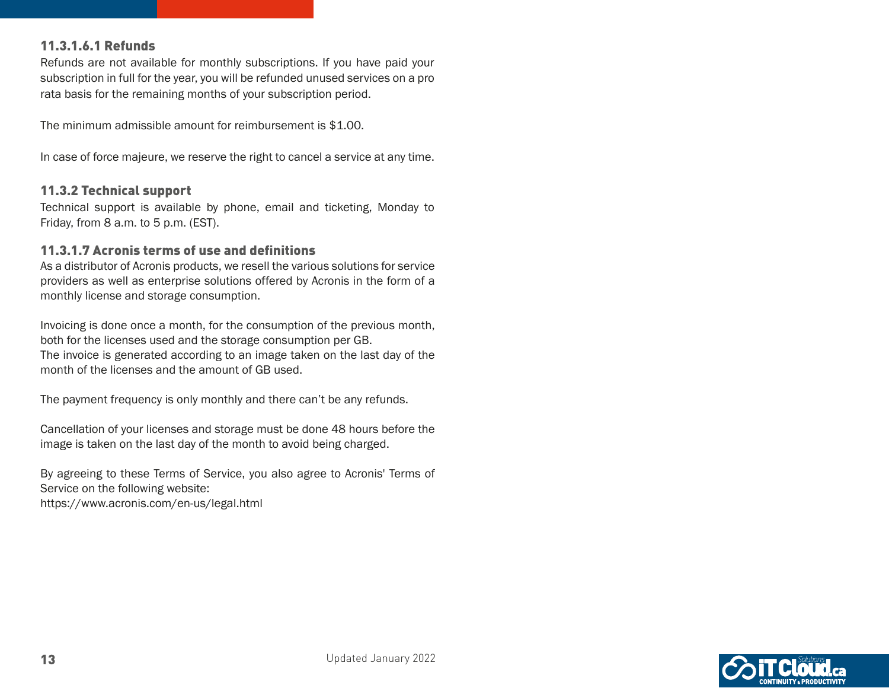#### 11.3.1.6.1 Refunds

Refunds are not available for monthly subscriptions. If you have paid your subscription in full for the year, you will be refunded unused services on a pro rata basis for the remaining months of your subscription period.

The minimum admissible amount for reimbursement is $1.00.

In case of force majeure, we reserve the right to cancel a service at any time.

### 11.3.2 Technical support

Technical support is available by phone, email and ticketing, Monday to Friday, from 8 a.m. to 5 p.m. (EST).

#### 11.3.1.7 Acronis terms of use and definitions

As a distributor of Acronis products, we resell the various solutions for service providers as well as enterprise solutions offered by Acronis in the form of a monthly license and storage consumption.

Invoicing is done once a month, for the consumption of the previous month, both for the licenses used and the storage consumption per GB.
The invoice is generated according to an image taken on the last day of the month of the licenses and the amount of GB used.

The payment frequency is only monthly and there can’t be any refunds.

Cancellation of your licenses and storage must be done 48 hours before the image is taken on the last day of the month to avoid being charged.

By agreeing to these Terms of Service, you also agree to Acronis' Terms of Service on the following website:
https://www.acronis.com/en-us/legal.html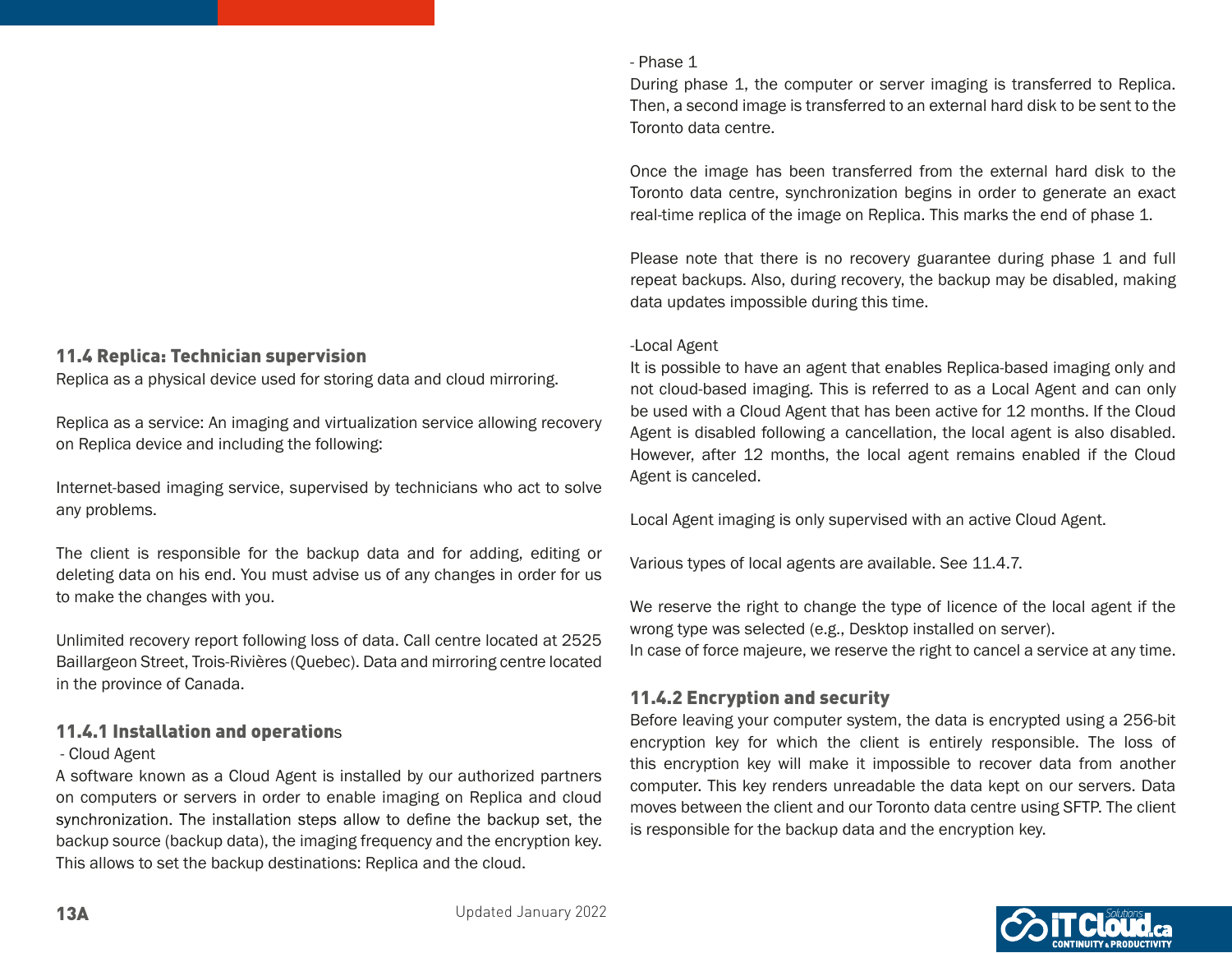## 11.4 Replica: Technician supervision

Replica as a physical device used for storing data and cloud mirroring.

Replica as a service: An imaging and virtualization service allowing recovery on Replica device and including the following:

Internet-based imaging service, supervised by technicians who act to solve any problems.

The client is responsible for the backup data and for adding, editing or deleting data on his end. You must advise us of any changes in order for us to make the changes with you.

Unlimited recovery report following loss of data. Call centre located at 2525 Baillargeon Street, Trois-Rivières (Quebec). Data and mirroring centre located in the province of Canada.

### 11.4.1 Installation and operations

- Cloud Agent

A software known as a Cloud Agent is installed by our authorized partners on computers or servers in order to enable imaging on Replica and cloud synchronization. The installation steps allow to define the backup set, the backup source (backup data), the imaging frequency and the encryption key. This allows to set the backup destinations: Replica and the cloud.

- Phase 1

During phase 1, the computer or server imaging is transferred to Replica. Then, a second image is transferred to an external hard disk to be sent to the Toronto data centre.

Once the image has been transferred from the external hard disk to the Toronto data centre, synchronization begins in order to generate an exact real-time replica of the image on Replica. This marks the end of phase 1.

Please note that there is no recovery guarantee during phase 1 and full repeat backups. Also, during recovery, the backup may be disabled, making data updates impossible during this time.

-Local Agent

It is possible to have an agent that enables Replica-based imaging only and not cloud-based imaging. This is referred to as a Local Agent and can only be used with a Cloud Agent that has been active for 12 months. If the Cloud Agent is disabled following a cancellation, the local agent is also disabled. However, after 12 months, the local agent remains enabled if the Cloud Agent is canceled.

Local Agent imaging is only supervised with an active Cloud Agent.

Various types of local agents are available. See 11.4.7.

We reserve the right to change the type of licence of the local agent if the wrong type was selected (e.g., Desktop installed on server).
In case of force majeure, we reserve the right to cancel a service at any time.

### 11.4.2 Encryption and security

Before leaving your computer system, the data is encrypted using a 256-bit encryption key for which the client is entirely responsible. The loss of this encryption key will make it impossible to recover data from another computer. This key renders unreadable the data kept on our servers. Data moves between the client and our Toronto data centre using SFTP. The client is responsible for the backup data and the encryption key.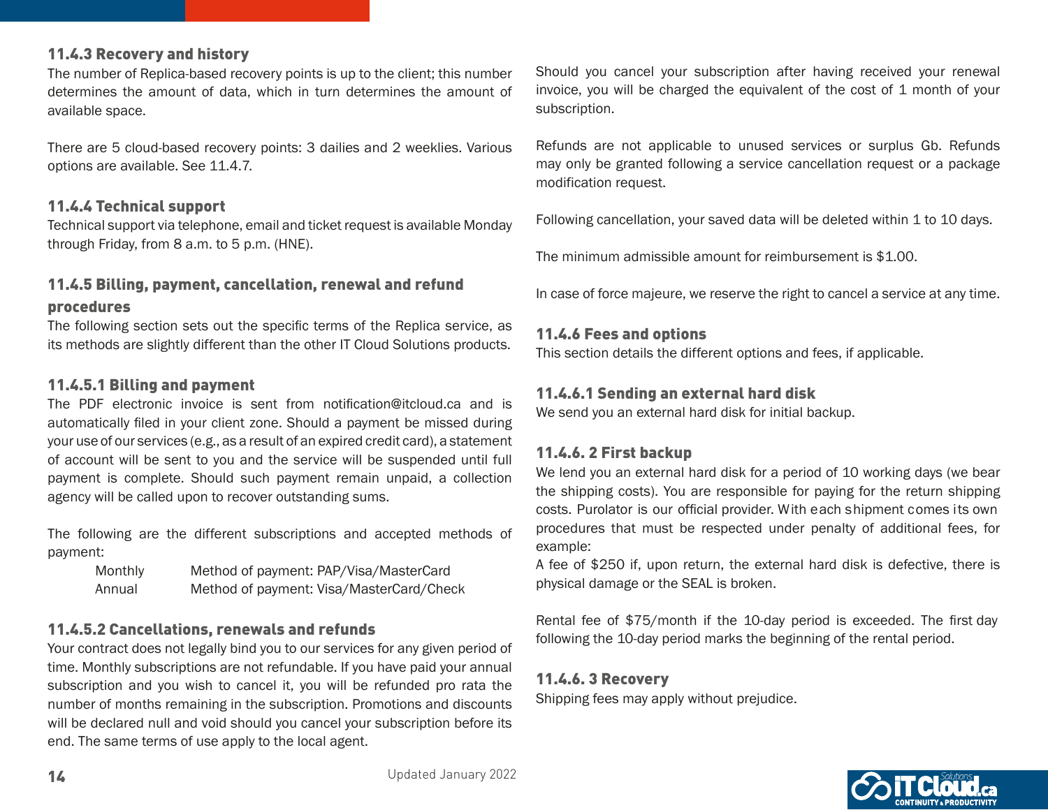### 11.4.3 Recovery and history

The number of Replica-based recovery points is up to the client; this number determines the amount of data, which in turn determines the amount of available space.

There are 5 cloud-based recovery points: 3 dailies and 2 weeklies. Various options are available. See 11.4.7.

### 11.4.4 Technical support

Technical support via telephone, email and ticket request is available Monday through Friday, from 8 a.m. to 5 p.m. (HNE).

### 11.4.5 Billing, payment, cancellation, renewal and refund procedures

The following section sets out the specific terms of the Replica service, as its methods are slightly different than the other IT Cloud Solutions products.

#### 11.4.5.1 Billing and payment

The PDF electronic invoice is sent from notification@itcloud.ca and is automatically filed in your client zone. Should a payment be missed during your use of our services (e.g., as a result of an expired credit card), a statement of account will be sent to you and the service will be suspended until full payment is complete. Should such payment remain unpaid, a collection agency will be called upon to recover outstanding sums.

The following are the different subscriptions and accepted methods of payment:

| | |
|---|---|
| Monthly | Method of payment: PAP/Visa/MasterCard |
| Annual | Method of payment: Visa/MasterCard/Check |

#### 11.4.5.2 Cancellations, renewals and refunds

Your contract does not legally bind you to our services for any given period of time. Monthly subscriptions are not refundable. If you have paid your annual subscription and you wish to cancel it, you will be refunded pro rata the number of months remaining in the subscription. Promotions and discounts will be declared null and void should you cancel your subscription before its end. The same terms of use apply to the local agent.

Should you cancel your subscription after having received your renewal invoice, you will be charged the equivalent of the cost of 1 month of your subscription.

Refunds are not applicable to unused services or surplus Gb. Refunds may only be granted following a service cancellation request or a package modification request.

Following cancellation, your saved data will be deleted within 1 to 10 days.

The minimum admissible amount for reimbursement is $1.00.

In case of force majeure, we reserve the right to cancel a service at any time.

### 11.4.6 Fees and options

This section details the different options and fees, if applicable.

#### 11.4.6.1 Sending an external hard disk

We send you an external hard disk for initial backup.

#### 11.4.6. 2 First backup

We lend you an external hard disk for a period of 10 working days (we bear the shipping costs). You are responsible for paying for the return shipping costs. Purolator is our official provider. With each shipment comes its own procedures that must be respected under penalty of additional fees, for example:

A fee of $250 if, upon return, the external hard disk is defective, there is physical damage or the SEAL is broken.

Rental fee of $75/month if the 10-day period is exceeded. The first day following the 10-day period marks the beginning of the rental period.

#### 11.4.6. 3 Recovery

Shipping fees may apply without prejudice.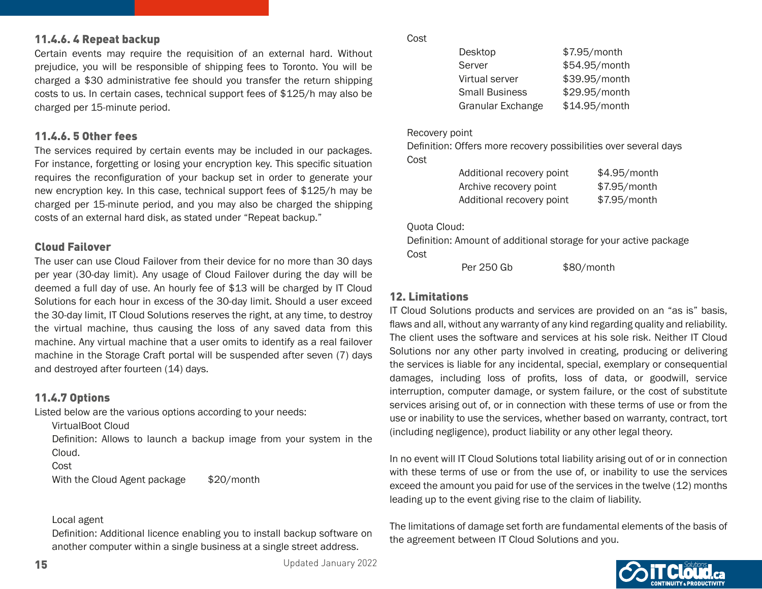### 11.4.6. 4 Repeat backup

Certain events may require the requisition of an external hard. Without prejudice, you will be responsible of shipping fees to Toronto. You will be charged a $30 administrative fee should you transfer the return shipping costs to us. In certain cases, technical support fees of $125/h may also be charged per 15-minute period.

### 11.4.6. 5 Other fees

The services required by certain events may be included in our packages. For instance, forgetting or losing your encryption key. This specific situation requires the reconfiguration of your backup set in order to generate your new encryption key. In this case, technical support fees of $125/h may be charged per 15-minute period, and you may also be charged the shipping costs of an external hard disk, as stated under “Repeat backup.”

### Cloud Failover

The user can use Cloud Failover from their device for no more than 30 days per year (30-day limit). Any usage of Cloud Failover during the day will be deemed a full day of use. An hourly fee of $13 will be charged by IT Cloud Solutions for each hour in excess of the 30-day limit. Should a user exceed the 30-day limit, IT Cloud Solutions reserves the right, at any time, to destroy the virtual machine, thus causing the loss of any saved data from this machine. Any virtual machine that a user omits to identify as a real failover machine in the Storage Craft portal will be suspended after seven (7) days and destroyed after fourteen (14) days.

### 11.4.7 Options

Listed below are the various options according to your needs:

VirtualBoot Cloud

Definition: Allows to launch a backup image from your system in the Cloud.

Cost

| | |
|---|---|
| With the Cloud Agent package | $20/month |

Local agent

Definition: Additional licence enabling you to install backup software on another computer within a single business at a single street address.

Cost

| | |
|---|---|
| Desktop | $7.95/month |
| Server | $54.95/month |
| Virtual server | $39.95/month |
| Small Business | $29.95/month |
| Granular Exchange | $14.95/month |

Recovery point

Definition: Offers more recovery possibilities over several days

Cost

| | |
|---|---|
| Additional recovery point | $4.95/month |
| Archive recovery point | $7.95/month |
| Additional recovery point | $7.95/month |

Quota Cloud:

Definition: Amount of additional storage for your active package

Cost

| | |
|---|---|
| Per 250 Gb | $80/month |

## 12. Limitations

IT Cloud Solutions products and services are provided on an “as is” basis, flaws and all, without any warranty of any kind regarding quality and reliability. The client uses the software and services at his sole risk. Neither IT Cloud Solutions nor any other party involved in creating, producing or delivering the services is liable for any incidental, special, exemplary or consequential damages, including loss of profits, loss of data, or goodwill, service interruption, computer damage, or system failure, or the cost of substitute services arising out of, or in connection with these terms of use or from the use or inability to use the services, whether based on warranty, contract, tort (including negligence), product liability or any other legal theory.

In no event will IT Cloud Solutions total liability arising out of or in connection with these terms of use or from the use of, or inability to use the services exceed the amount you paid for use of the services in the twelve (12) months leading up to the event giving rise to the claim of liability.

The limitations of damage set forth are fundamental elements of the basis of the agreement between IT Cloud Solutions and you.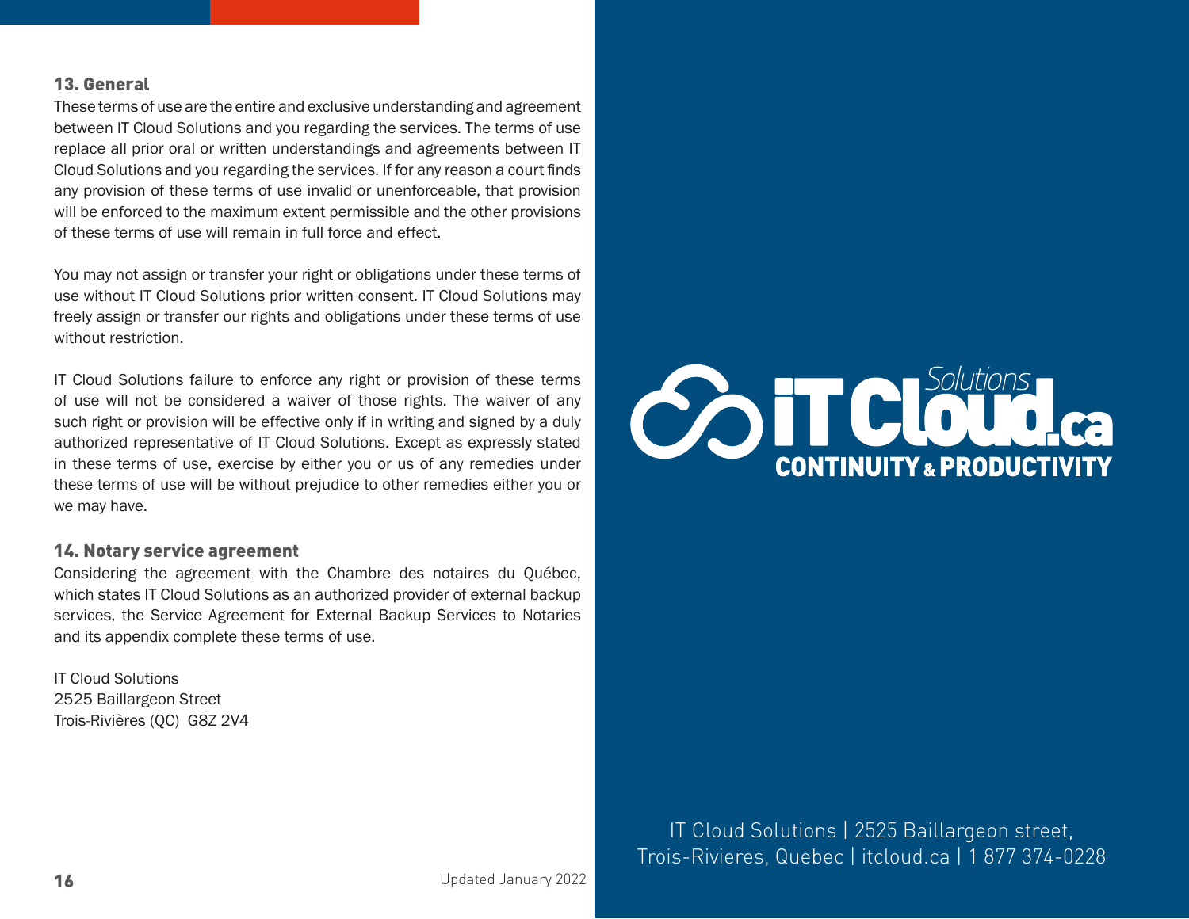## 13. General

These terms of use are the entire and exclusive understanding and agreement between IT Cloud Solutions and you regarding the services. The terms of use replace all prior oral or written understandings and agreements between IT Cloud Solutions and you regarding the services. If for any reason a court finds any provision of these terms of use invalid or unenforceable, that provision will be enforced to the maximum extent permissible and the other provisions of these terms of use will remain in full force and effect.

You may not assign or transfer your right or obligations under these terms of use without IT Cloud Solutions prior written consent. IT Cloud Solutions may freely assign or transfer our rights and obligations under these terms of use without restriction.

IT Cloud Solutions failure to enforce any right or provision of these terms of use will not be considered a waiver of those rights. The waiver of any such right or provision will be effective only if in writing and signed by a duly authorized representative of IT Cloud Solutions. Except as expressly stated in these terms of use, exercise by either you or us of any remedies under these terms of use will be without prejudice to other remedies either you or we may have.

## 14. Notary service agreement

Considering the agreement with the Chambre des notaires du Québec, which states IT Cloud Solutions as an authorized provider of external backup services, the Service Agreement for External Backup Services to Notaries and its appendix complete these terms of use.

IT Cloud Solutions
2525 Baillargeon Street
Trois-Rivières (QC) G8Z 2V4

Updated January 2022

iT Cloud.ca Solutions
CONTINUITY & PRODUCTIVITY

IT Cloud Solutions | 2525 Baillargeon street, Trois-Rivieres, Quebec | itcloud.ca | 1 877 374-0228